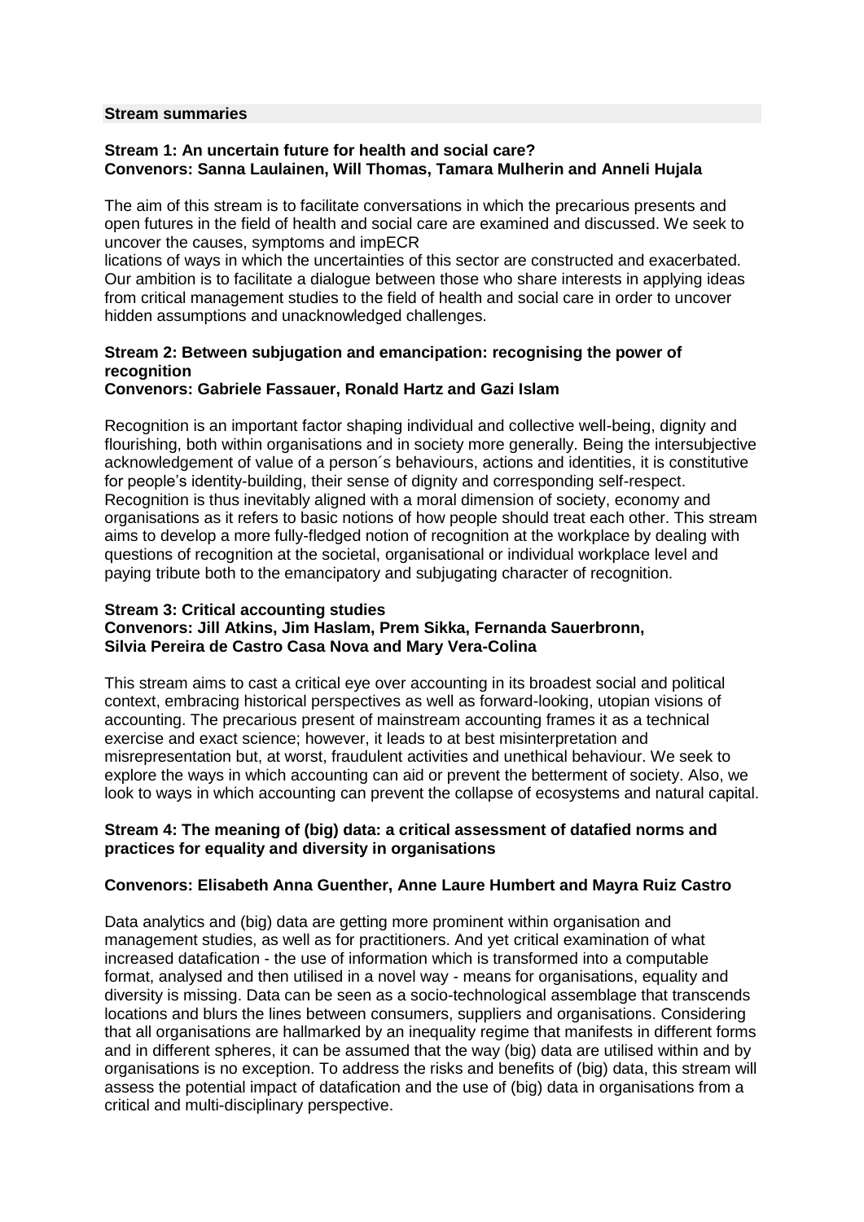**Stream summaries**

**Stream 1: An uncertain future for health and social care?**
**Convenors: Sanna Laulainen, Will Thomas, Tamara Mulherin and Anneli Hujala**

The aim of this stream is to facilitate conversations in which the precarious presents and open futures in the field of health and social care are examined and discussed. We seek to uncover the causes, symptoms and impECR
lications of ways in which the uncertainties of this sector are constructed and exacerbated. Our ambition is to facilitate a dialogue between those who share interests in applying ideas from critical management studies to the field of health and social care in order to uncover hidden assumptions and unacknowledged challenges.

**Stream 2: Between subjugation and emancipation: recognising the power of recognition**
**Convenors: Gabriele Fassauer, Ronald Hartz and Gazi Islam**

Recognition is an important factor shaping individual and collective well-being, dignity and flourishing, both within organisations and in society more generally. Being the intersubjective acknowledgement of value of a person´s behaviours, actions and identities, it is constitutive for people's identity-building, their sense of dignity and corresponding self-respect. Recognition is thus inevitably aligned with a moral dimension of society, economy and organisations as it refers to basic notions of how people should treat each other. This stream aims to develop a more fully-fledged notion of recognition at the workplace by dealing with questions of recognition at the societal, organisational or individual workplace level and paying tribute both to the emancipatory and subjugating character of recognition.

**Stream 3: Critical accounting studies**
**Convenors: Jill Atkins, Jim Haslam, Prem Sikka, Fernanda Sauerbronn, Silvia Pereira de Castro Casa Nova and Mary Vera-Colina**

This stream aims to cast a critical eye over accounting in its broadest social and political context, embracing historical perspectives as well as forward-looking, utopian visions of accounting. The precarious present of mainstream accounting frames it as a technical exercise and exact science; however, it leads to at best misinterpretation and misrepresentation but, at worst, fraudulent activities and unethical behaviour. We seek to explore the ways in which accounting can aid or prevent the betterment of society. Also, we look to ways in which accounting can prevent the collapse of ecosystems and natural capital.

**Stream 4: The meaning of (big) data: a critical assessment of datafied norms and practices for equality and diversity in organisations**

**Convenors: Elisabeth Anna Guenther, Anne Laure Humbert and Mayra Ruiz Castro**

Data analytics and (big) data are getting more prominent within organisation and management studies, as well as for practitioners. And yet critical examination of what increased datafication - the use of information which is transformed into a computable format, analysed and then utilised in a novel way - means for organisations, equality and diversity is missing. Data can be seen as a socio-technological assemblage that transcends locations and blurs the lines between consumers, suppliers and organisations. Considering that all organisations are hallmarked by an inequality regime that manifests in different forms and in different spheres, it can be assumed that the way (big) data are utilised within and by organisations is no exception. To address the risks and benefits of (big) data, this stream will assess the potential impact of datafication and the use of (big) data in organisations from a critical and multi-disciplinary perspective.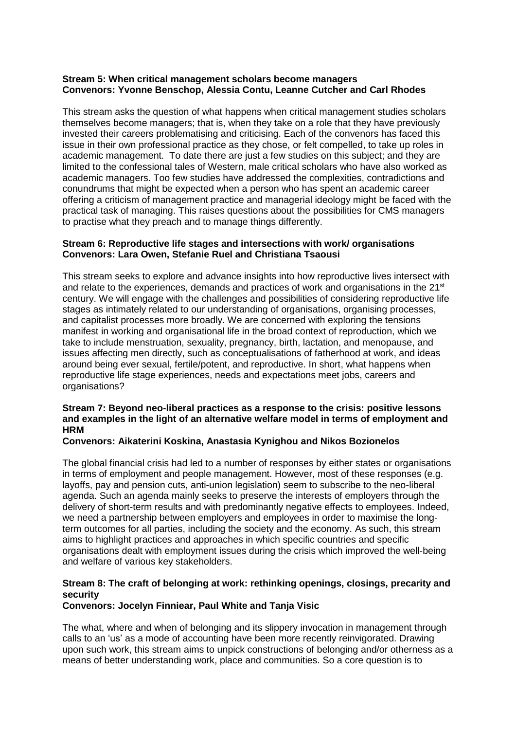**Stream 5: When critical management scholars become managers**
**Convenors: Yvonne Benschop, Alessia Contu, Leanne Cutcher and Carl Rhodes**

This stream asks the question of what happens when critical management studies scholars themselves become managers; that is, when they take on a role that they have previously invested their careers problematising and criticising. Each of the convenors has faced this issue in their own professional practice as they chose, or felt compelled, to take up roles in academic management. To date there are just a few studies on this subject; and they are limited to the confessional tales of Western, male critical scholars who have also worked as academic managers. Too few studies have addressed the complexities, contradictions and conundrums that might be expected when a person who has spent an academic career offering a criticism of management practice and managerial ideology might be faced with the practical task of managing. This raises questions about the possibilities for CMS managers to practise what they preach and to manage things differently.

**Stream 6: Reproductive life stages and intersections with work/ organisations**
**Convenors: Lara Owen, Stefanie Ruel and Christiana Tsaousi**

This stream seeks to explore and advance insights into how reproductive lives intersect with and relate to the experiences, demands and practices of work and organisations in the 21st century. We will engage with the challenges and possibilities of considering reproductive life stages as intimately related to our understanding of organisations, organising processes, and capitalist processes more broadly. We are concerned with exploring the tensions manifest in working and organisational life in the broad context of reproduction, which we take to include menstruation, sexuality, pregnancy, birth, lactation, and menopause, and issues affecting men directly, such as conceptualisations of fatherhood at work, and ideas around being ever sexual, fertile/potent, and reproductive. In short, what happens when reproductive life stage experiences, needs and expectations meet jobs, careers and organisations?

**Stream 7: Beyond neo-liberal practices as a response to the crisis: positive lessons and examples in the light of an alternative welfare model in terms of employment and HRM**
**Convenors: Aikaterini Koskina, Anastasia Kynighou and Nikos Bozionelos**

The global financial crisis had led to a number of responses by either states or organisations in terms of employment and people management. However, most of these responses (e.g. layoffs, pay and pension cuts, anti-union legislation) seem to subscribe to the neo-liberal agenda. Such an agenda mainly seeks to preserve the interests of employers through the delivery of short-term results and with predominantly negative effects to employees. Indeed, we need a partnership between employers and employees in order to maximise the long-term outcomes for all parties, including the society and the economy. As such, this stream aims to highlight practices and approaches in which specific countries and specific organisations dealt with employment issues during the crisis which improved the well-being and welfare of various key stakeholders.

**Stream 8: The craft of belonging at work: rethinking openings, closings, precarity and security**
**Convenors: Jocelyn Finniear, Paul White and Tanja Visic**

The what, where and when of belonging and its slippery invocation in management through calls to an 'us' as a mode of accounting have been more recently reinvigorated. Drawing upon such work, this stream aims to unpick constructions of belonging and/or otherness as a means of better understanding work, place and communities. So a core question is to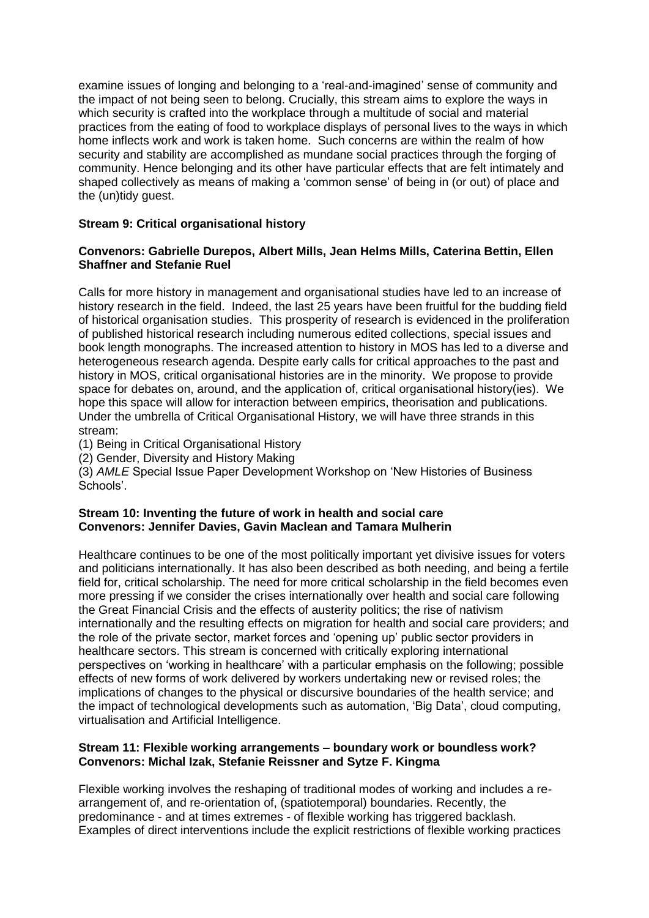examine issues of longing and belonging to a 'real-and-imagined' sense of community and the impact of not being seen to belong. Crucially, this stream aims to explore the ways in which security is crafted into the workplace through a multitude of social and material practices from the eating of food to workplace displays of personal lives to the ways in which home inflects work and work is taken home. Such concerns are within the realm of how security and stability are accomplished as mundane social practices through the forging of community. Hence belonging and its other have particular effects that are felt intimately and shaped collectively as means of making a 'common sense' of being in (or out) of place and the (un)tidy guest.

### Stream 9: Critical organisational history

**Convenors: Gabrielle Durepos, Albert Mills, Jean Helms Mills, Caterina Bettin, Ellen Shaffner and Stefanie Ruel**

Calls for more history in management and organisational studies have led to an increase of history research in the field. Indeed, the last 25 years have been fruitful for the budding field of historical organisation studies. This prosperity of research is evidenced in the proliferation of published historical research including numerous edited collections, special issues and book length monographs. The increased attention to history in MOS has led to a diverse and heterogeneous research agenda. Despite early calls for critical approaches to the past and history in MOS, critical organisational histories are in the minority. We propose to provide space for debates on, around, and the application of, critical organisational history(ies). We hope this space will allow for interaction between empirics, theorisation and publications. Under the umbrella of Critical Organisational History, we will have three strands in this stream:

(1) Being in Critical Organisational History
(2) Gender, Diversity and History Making
(3) *AMLE* Special Issue Paper Development Workshop on 'New Histories of Business Schools'.

### Stream 10: Inventing the future of work in health and social care

**Convenors: Jennifer Davies, Gavin Maclean and Tamara Mulherin**

Healthcare continues to be one of the most politically important yet divisive issues for voters and politicians internationally. It has also been described as both needing, and being a fertile field for, critical scholarship. The need for more critical scholarship in the field becomes even more pressing if we consider the crises internationally over health and social care following the Great Financial Crisis and the effects of austerity politics; the rise of nativism internationally and the resulting effects on migration for health and social care providers; and the role of the private sector, market forces and 'opening up' public sector providers in healthcare sectors. This stream is concerned with critically exploring international perspectives on 'working in healthcare' with a particular emphasis on the following; possible effects of new forms of work delivered by workers undertaking new or revised roles; the implications of changes to the physical or discursive boundaries of the health service; and the impact of technological developments such as automation, 'Big Data', cloud computing, virtualisation and Artificial Intelligence.

### Stream 11: Flexible working arrangements – boundary work or boundless work?

**Convenors: Michal Izak, Stefanie Reissner and Sytze F. Kingma**

Flexible working involves the reshaping of traditional modes of working and includes a re-arrangement of, and re-orientation of, (spatiotemporal) boundaries. Recently, the predominance - and at times extremes - of flexible working has triggered backlash. Examples of direct interventions include the explicit restrictions of flexible working practices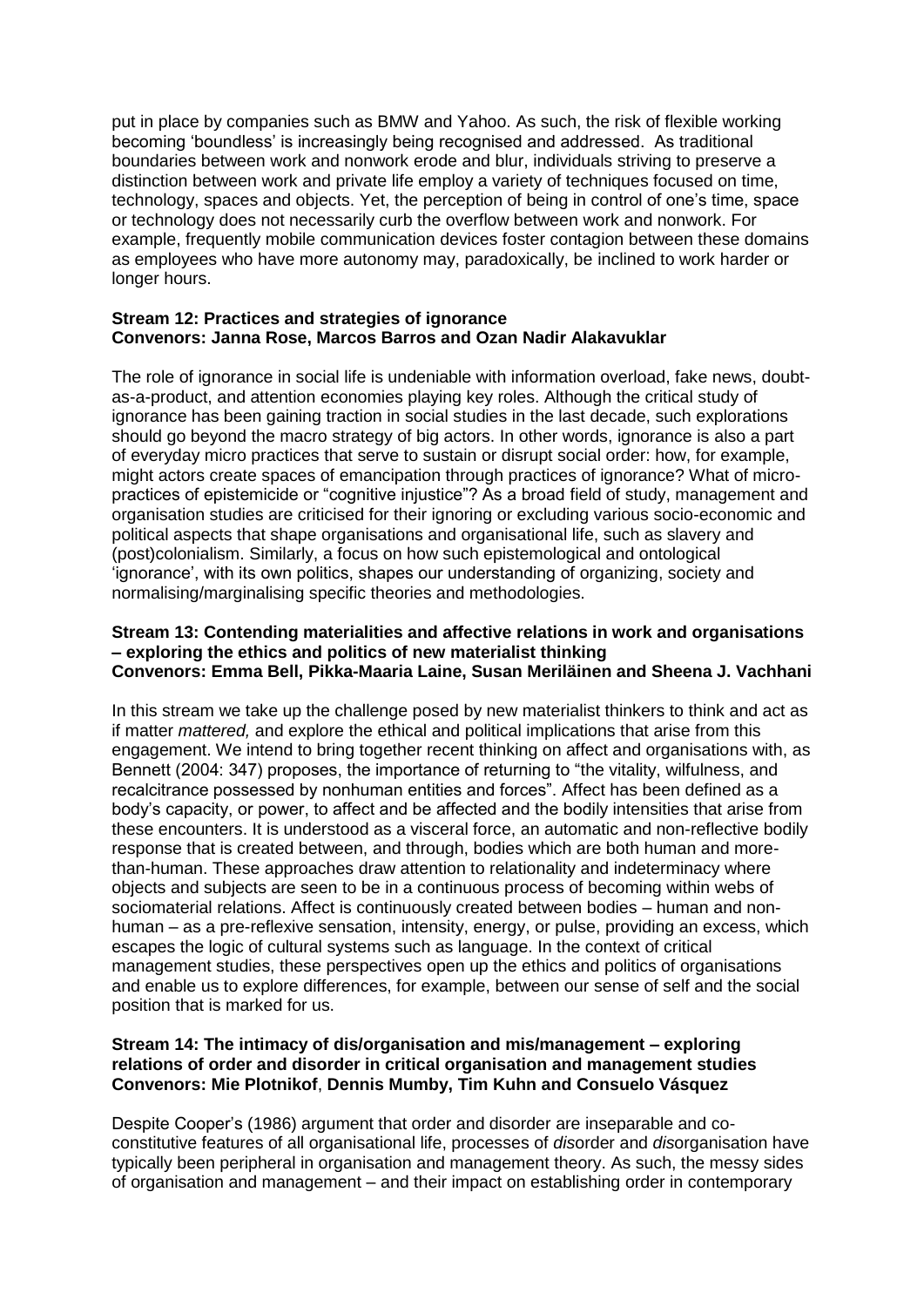put in place by companies such as BMW and Yahoo. As such, the risk of flexible working becoming 'boundless' is increasingly being recognised and addressed. As traditional boundaries between work and nonwork erode and blur, individuals striving to preserve a distinction between work and private life employ a variety of techniques focused on time, technology, spaces and objects. Yet, the perception of being in control of one's time, space or technology does not necessarily curb the overflow between work and nonwork. For example, frequently mobile communication devices foster contagion between these domains as employees who have more autonomy may, paradoxically, be inclined to work harder or longer hours.

**Stream 12: Practices and strategies of ignorance**
**Convenors: Janna Rose, Marcos Barros and Ozan Nadir Alakavuklar**

The role of ignorance in social life is undeniable with information overload, fake news, doubt-as-a-product, and attention economies playing key roles. Although the critical study of ignorance has been gaining traction in social studies in the last decade, such explorations should go beyond the macro strategy of big actors. In other words, ignorance is also a part of everyday micro practices that serve to sustain or disrupt social order: how, for example, might actors create spaces of emancipation through practices of ignorance? What of micro-practices of epistemicide or "cognitive injustice"? As a broad field of study, management and organisation studies are criticised for their ignoring or excluding various socio-economic and political aspects that shape organisations and organisational life, such as slavery and (post)colonialism. Similarly, a focus on how such epistemological and ontological 'ignorance', with its own politics, shapes our understanding of organizing, society and normalising/marginalising specific theories and methodologies.

**Stream 13: Contending materialities and affective relations in work and organisations – exploring the ethics and politics of new materialist thinking**
**Convenors: Emma Bell, Pikka-Maaria Laine, Susan Meriläinen and Sheena J. Vachhani**

In this stream we take up the challenge posed by new materialist thinkers to think and act as if matter *mattered,* and explore the ethical and political implications that arise from this engagement. We intend to bring together recent thinking on affect and organisations with, as Bennett (2004: 347) proposes, the importance of returning to "the vitality, wilfulness, and recalcitrance possessed by nonhuman entities and forces". Affect has been defined as a body's capacity, or power, to affect and be affected and the bodily intensities that arise from these encounters. It is understood as a visceral force, an automatic and non-reflective bodily response that is created between, and through, bodies which are both human and more-than-human. These approaches draw attention to relationality and indeterminacy where objects and subjects are seen to be in a continuous process of becoming within webs of sociomaterial relations. Affect is continuously created between bodies – human and non-human – as a pre-reflexive sensation, intensity, energy, or pulse, providing an excess, which escapes the logic of cultural systems such as language. In the context of critical management studies, these perspectives open up the ethics and politics of organisations and enable us to explore differences, for example, between our sense of self and the social position that is marked for us.

**Stream 14: The intimacy of dis/organisation and mis/management – exploring relations of order and disorder in critical organisation and management studies**
**Convenors: Mie Plotnikof, Dennis Mumby, Tim Kuhn and Consuelo Vásquez**

Despite Cooper's (1986) argument that order and disorder are inseparable and co-constitutive features of all organisational life, processes of *dis*order and *dis*organisation have typically been peripheral in organisation and management theory. As such, the messy sides of organisation and management – and their impact on establishing order in contemporary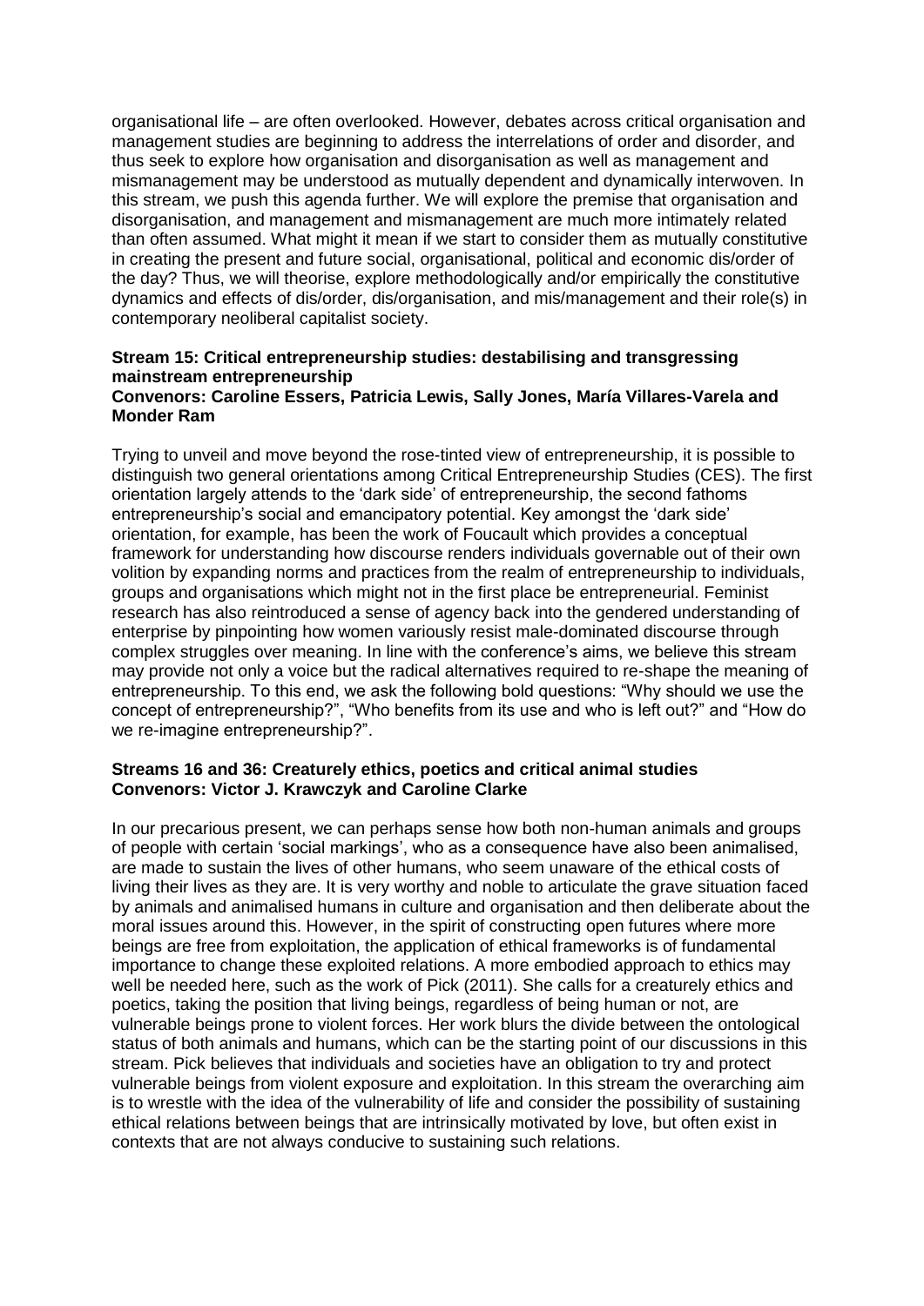organisational life – are often overlooked. However, debates across critical organisation and management studies are beginning to address the interrelations of order and disorder, and thus seek to explore how organisation and disorganisation as well as management and mismanagement may be understood as mutually dependent and dynamically interwoven. In this stream, we push this agenda further. We will explore the premise that organisation and disorganisation, and management and mismanagement are much more intimately related than often assumed. What might it mean if we start to consider them as mutually constitutive in creating the present and future social, organisational, political and economic dis/order of the day? Thus, we will theorise, explore methodologically and/or empirically the constitutive dynamics and effects of dis/order, dis/organisation, and mis/management and their role(s) in contemporary neoliberal capitalist society.

**Stream 15: Critical entrepreneurship studies: destabilising and transgressing mainstream entrepreneurship**
**Convenors: Caroline Essers, Patricia Lewis, Sally Jones, María Villares-Varela and Monder Ram**

Trying to unveil and move beyond the rose-tinted view of entrepreneurship, it is possible to distinguish two general orientations among Critical Entrepreneurship Studies (CES). The first orientation largely attends to the 'dark side' of entrepreneurship, the second fathoms entrepreneurship's social and emancipatory potential. Key amongst the 'dark side' orientation, for example, has been the work of Foucault which provides a conceptual framework for understanding how discourse renders individuals governable out of their own volition by expanding norms and practices from the realm of entrepreneurship to individuals, groups and organisations which might not in the first place be entrepreneurial. Feminist research has also reintroduced a sense of agency back into the gendered understanding of enterprise by pinpointing how women variously resist male-dominated discourse through complex struggles over meaning. In line with the conference's aims, we believe this stream may provide not only a voice but the radical alternatives required to re-shape the meaning of entrepreneurship. To this end, we ask the following bold questions: "Why should we use the concept of entrepreneurship?", "Who benefits from its use and who is left out?" and "How do we re-imagine entrepreneurship?".

**Streams 16 and 36: Creaturely ethics, poetics and critical animal studies**
**Convenors: Victor J. Krawczyk and Caroline Clarke**

In our precarious present, we can perhaps sense how both non-human animals and groups of people with certain 'social markings', who as a consequence have also been animalised, are made to sustain the lives of other humans, who seem unaware of the ethical costs of living their lives as they are. It is very worthy and noble to articulate the grave situation faced by animals and animalised humans in culture and organisation and then deliberate about the moral issues around this. However, in the spirit of constructing open futures where more beings are free from exploitation, the application of ethical frameworks is of fundamental importance to change these exploited relations. A more embodied approach to ethics may well be needed here, such as the work of Pick (2011). She calls for a creaturely ethics and poetics, taking the position that living beings, regardless of being human or not, are vulnerable beings prone to violent forces. Her work blurs the divide between the ontological status of both animals and humans, which can be the starting point of our discussions in this stream. Pick believes that individuals and societies have an obligation to try and protect vulnerable beings from violent exposure and exploitation. In this stream the overarching aim is to wrestle with the idea of the vulnerability of life and consider the possibility of sustaining ethical relations between beings that are intrinsically motivated by love, but often exist in contexts that are not always conducive to sustaining such relations.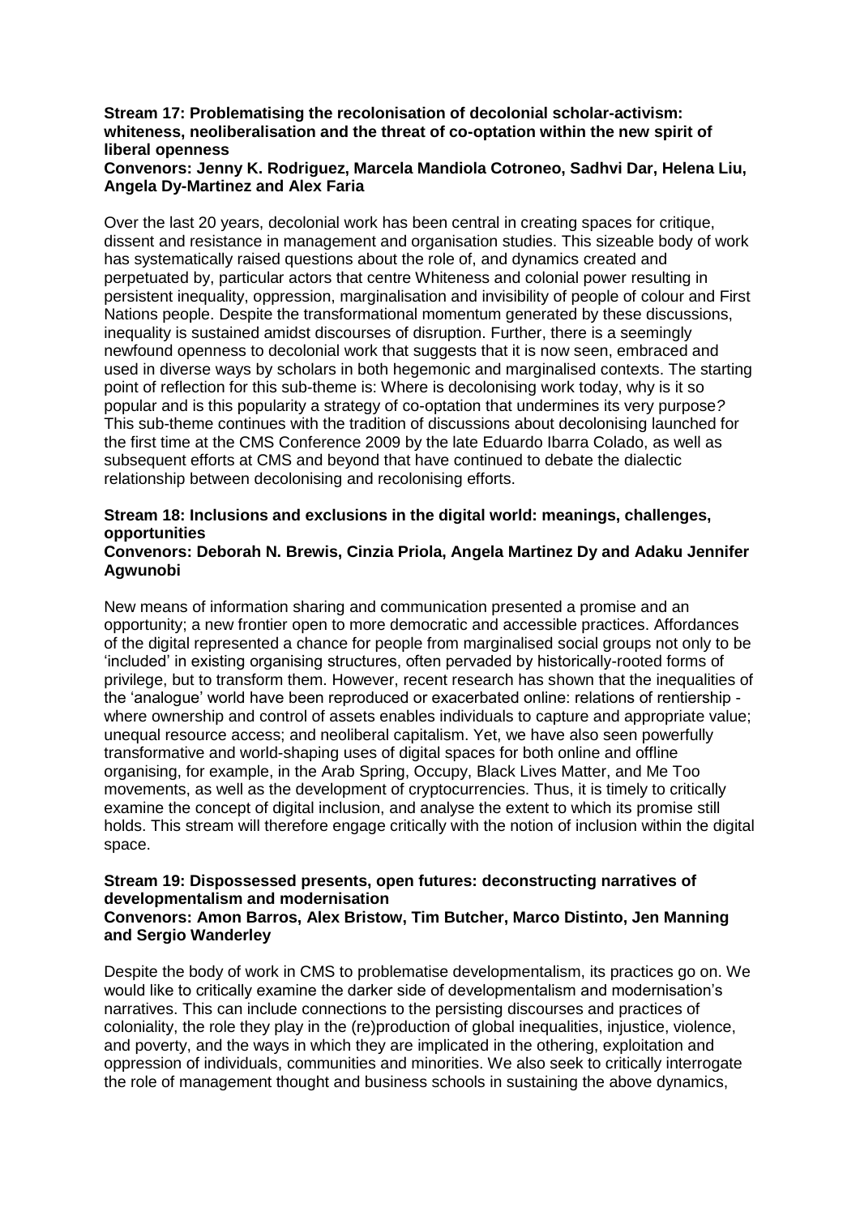**Stream 17: Problematising the recolonisation of decolonial scholar-activism: whiteness, neoliberalisation and the threat of co-optation within the new spirit of liberal openness**
**Convenors: Jenny K. Rodriguez, Marcela Mandiola Cotroneo, Sadhvi Dar, Helena Liu, Angela Dy-Martinez and Alex Faria**

Over the last 20 years, decolonial work has been central in creating spaces for critique, dissent and resistance in management and organisation studies. This sizeable body of work has systematically raised questions about the role of, and dynamics created and perpetuated by, particular actors that centre Whiteness and colonial power resulting in persistent inequality, oppression, marginalisation and invisibility of people of colour and First Nations people. Despite the transformational momentum generated by these discussions, inequality is sustained amidst discourses of disruption. Further, there is a seemingly newfound openness to decolonial work that suggests that it is now seen, embraced and used in diverse ways by scholars in both hegemonic and marginalised contexts. The starting point of reflection for this sub-theme is: Where is decolonising work today, why is it so popular and is this popularity a strategy of co-optation that undermines its very purpose? This sub-theme continues with the tradition of discussions about decolonising launched for the first time at the CMS Conference 2009 by the late Eduardo Ibarra Colado, as well as subsequent efforts at CMS and beyond that have continued to debate the dialectic relationship between decolonising and recolonising efforts.

**Stream 18: Inclusions and exclusions in the digital world: meanings, challenges, opportunities**
**Convenors: Deborah N. Brewis, Cinzia Priola, Angela Martinez Dy and Adaku Jennifer Agwunobi**

New means of information sharing and communication presented a promise and an opportunity; a new frontier open to more democratic and accessible practices. Affordances of the digital represented a chance for people from marginalised social groups not only to be 'included' in existing organising structures, often pervaded by historically-rooted forms of privilege, but to transform them. However, recent research has shown that the inequalities of the 'analogue' world have been reproduced or exacerbated online: relations of rentiership - where ownership and control of assets enables individuals to capture and appropriate value; unequal resource access; and neoliberal capitalism. Yet, we have also seen powerfully transformative and world-shaping uses of digital spaces for both online and offline organising, for example, in the Arab Spring, Occupy, Black Lives Matter, and Me Too movements, as well as the development of cryptocurrencies. Thus, it is timely to critically examine the concept of digital inclusion, and analyse the extent to which its promise still holds. This stream will therefore engage critically with the notion of inclusion within the digital space.

**Stream 19: Dispossessed presents, open futures: deconstructing narratives of developmentalism and modernisation**
**Convenors: Amon Barros, Alex Bristow, Tim Butcher, Marco Distinto, Jen Manning and Sergio Wanderley**

Despite the body of work in CMS to problematise developmentalism, its practices go on. We would like to critically examine the darker side of developmentalism and modernisation's narratives. This can include connections to the persisting discourses and practices of coloniality, the role they play in the (re)production of global inequalities, injustice, violence, and poverty, and the ways in which they are implicated in the othering, exploitation and oppression of individuals, communities and minorities. We also seek to critically interrogate the role of management thought and business schools in sustaining the above dynamics,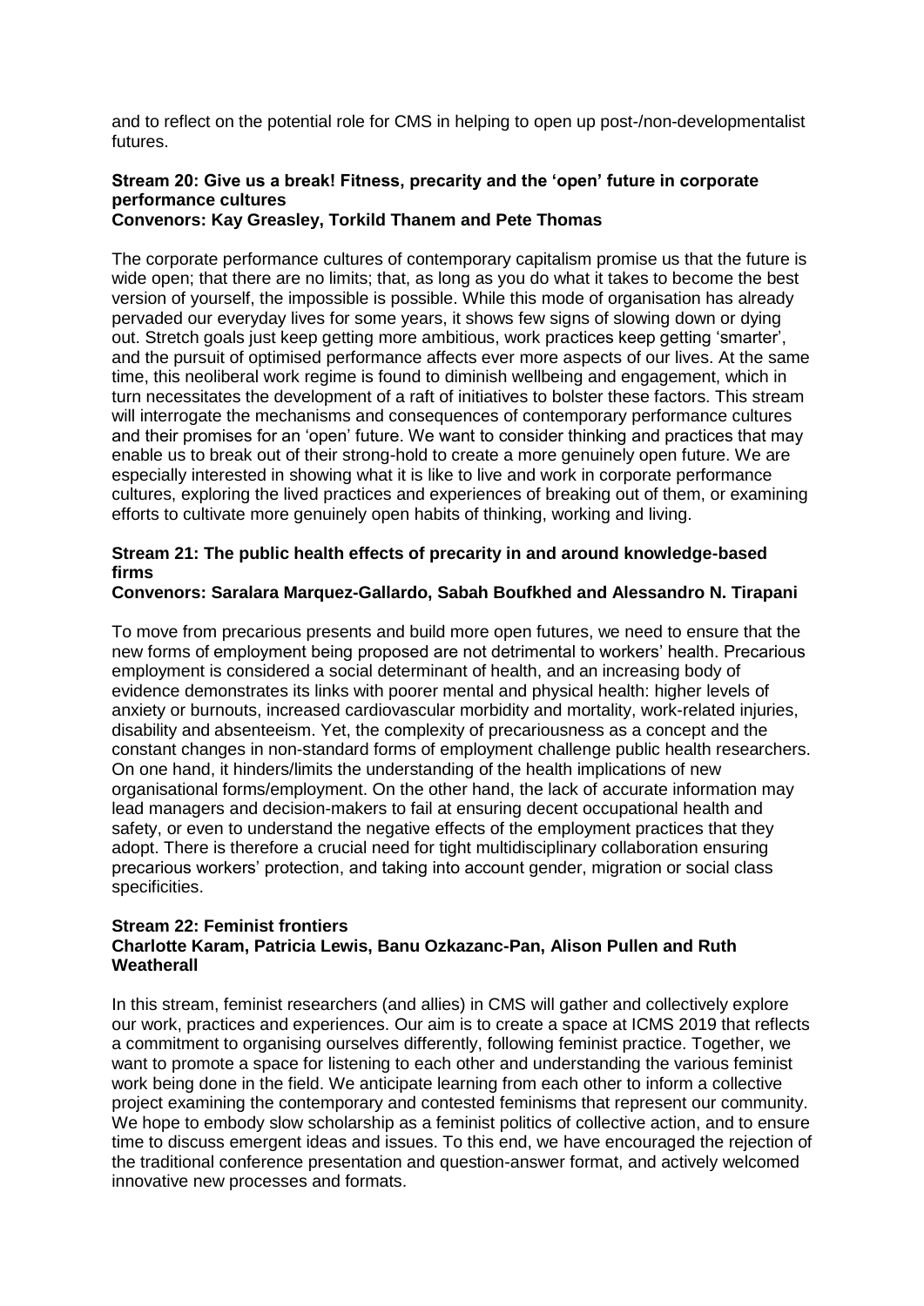and to reflect on the potential role for CMS in helping to open up post-/non-developmentalist futures.

### Stream 20: Give us a break! Fitness, precarity and the 'open' future in corporate performance cultures

**Convenors: Kay Greasley, Torkild Thanem and Pete Thomas**

The corporate performance cultures of contemporary capitalism promise us that the future is wide open; that there are no limits; that, as long as you do what it takes to become the best version of yourself, the impossible is possible. While this mode of organisation has already pervaded our everyday lives for some years, it shows few signs of slowing down or dying out. Stretch goals just keep getting more ambitious, work practices keep getting 'smarter', and the pursuit of optimised performance affects ever more aspects of our lives. At the same time, this neoliberal work regime is found to diminish wellbeing and engagement, which in turn necessitates the development of a raft of initiatives to bolster these factors. This stream will interrogate the mechanisms and consequences of contemporary performance cultures and their promises for an 'open' future. We want to consider thinking and practices that may enable us to break out of their strong-hold to create a more genuinely open future. We are especially interested in showing what it is like to live and work in corporate performance cultures, exploring the lived practices and experiences of breaking out of them, or examining efforts to cultivate more genuinely open habits of thinking, working and living.

### Stream 21: The public health effects of precarity in and around knowledge-based firms

**Convenors: Saralara Marquez-Gallardo, Sabah Boufkhed and Alessandro N. Tirapani**

To move from precarious presents and build more open futures, we need to ensure that the new forms of employment being proposed are not detrimental to workers' health. Precarious employment is considered a social determinant of health, and an increasing body of evidence demonstrates its links with poorer mental and physical health: higher levels of anxiety or burnouts, increased cardiovascular morbidity and mortality, work-related injuries, disability and absenteeism. Yet, the complexity of precariousness as a concept and the constant changes in non-standard forms of employment challenge public health researchers. On one hand, it hinders/limits the understanding of the health implications of new organisational forms/employment. On the other hand, the lack of accurate information may lead managers and decision-makers to fail at ensuring decent occupational health and safety, or even to understand the negative effects of the employment practices that they adopt. There is therefore a crucial need for tight multidisciplinary collaboration ensuring precarious workers' protection, and taking into account gender, migration or social class specificities.

### Stream 22: Feminist frontiers

**Charlotte Karam, Patricia Lewis, Banu Ozkazanc-Pan, Alison Pullen and Ruth Weatherall**

In this stream, feminist researchers (and allies) in CMS will gather and collectively explore our work, practices and experiences. Our aim is to create a space at ICMS 2019 that reflects a commitment to organising ourselves differently, following feminist practice. Together, we want to promote a space for listening to each other and understanding the various feminist work being done in the field. We anticipate learning from each other to inform a collective project examining the contemporary and contested feminisms that represent our community. We hope to embody slow scholarship as a feminist politics of collective action, and to ensure time to discuss emergent ideas and issues. To this end, we have encouraged the rejection of the traditional conference presentation and question-answer format, and actively welcomed innovative new processes and formats.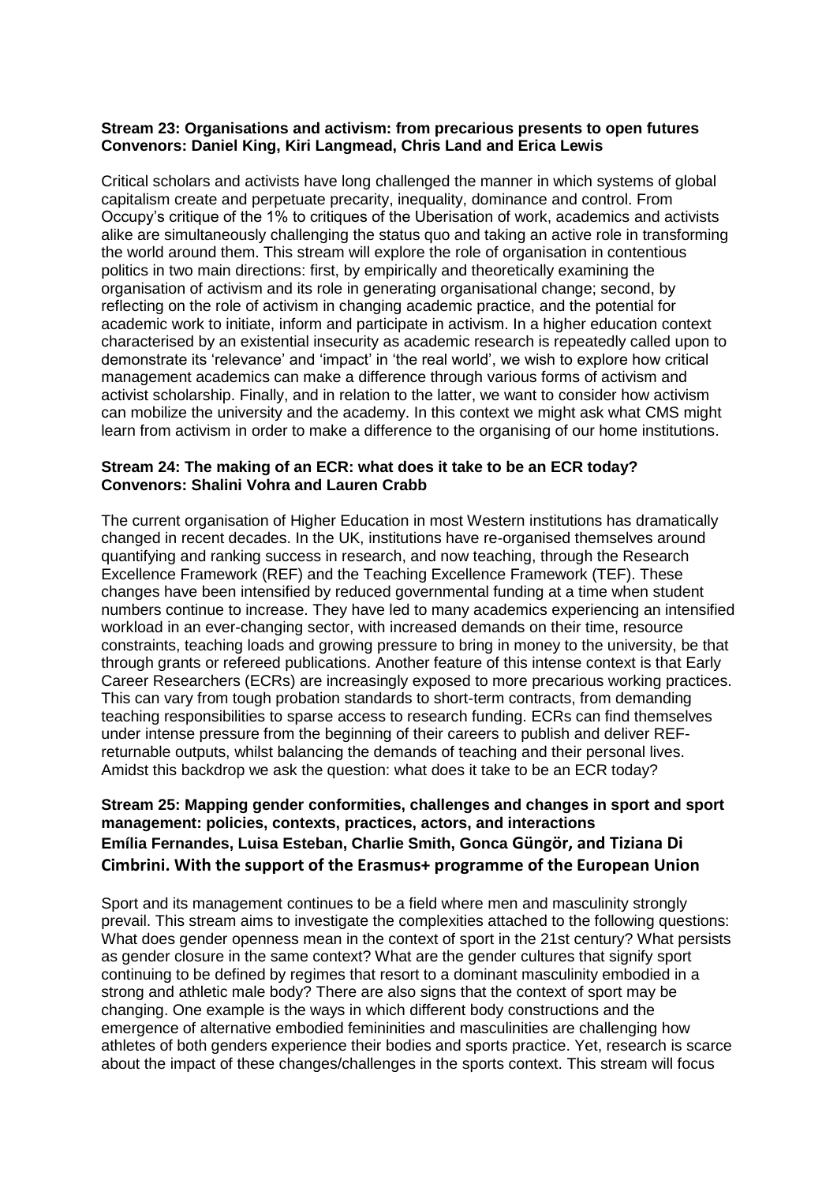**Stream 23: Organisations and activism: from precarious presents to open futures**
**Convenors: Daniel King, Kiri Langmead, Chris Land and Erica Lewis**

Critical scholars and activists have long challenged the manner in which systems of global capitalism create and perpetuate precarity, inequality, dominance and control. From Occupy's critique of the 1% to critiques of the Uberisation of work, academics and activists alike are simultaneously challenging the status quo and taking an active role in transforming the world around them. This stream will explore the role of organisation in contentious politics in two main directions: first, by empirically and theoretically examining the organisation of activism and its role in generating organisational change; second, by reflecting on the role of activism in changing academic practice, and the potential for academic work to initiate, inform and participate in activism. In a higher education context characterised by an existential insecurity as academic research is repeatedly called upon to demonstrate its 'relevance' and 'impact' in 'the real world', we wish to explore how critical management academics can make a difference through various forms of activism and activist scholarship. Finally, and in relation to the latter, we want to consider how activism can mobilize the university and the academy. In this context we might ask what CMS might learn from activism in order to make a difference to the organising of our home institutions.

**Stream 24: The making of an ECR: what does it take to be an ECR today?**
**Convenors: Shalini Vohra and Lauren Crabb**

The current organisation of Higher Education in most Western institutions has dramatically changed in recent decades. In the UK, institutions have re-organised themselves around quantifying and ranking success in research, and now teaching, through the Research Excellence Framework (REF) and the Teaching Excellence Framework (TEF). These changes have been intensified by reduced governmental funding at a time when student numbers continue to increase. They have led to many academics experiencing an intensified workload in an ever-changing sector, with increased demands on their time, resource constraints, teaching loads and growing pressure to bring in money to the university, be that through grants or refereed publications. Another feature of this intense context is that Early Career Researchers (ECRs) are increasingly exposed to more precarious working practices. This can vary from tough probation standards to short-term contracts, from demanding teaching responsibilities to sparse access to research funding. ECRs can find themselves under intense pressure from the beginning of their careers to publish and deliver REF-returnable outputs, whilst balancing the demands of teaching and their personal lives. Amidst this backdrop we ask the question: what does it take to be an ECR today?

**Stream 25: Mapping gender conformities, challenges and changes in sport and sport management: policies, contexts, practices, actors, and interactions**
**Emília Fernandes, Luisa Esteban, Charlie Smith, Gonca Güngör, and Tiziana Di Cimbrini. With the support of the Erasmus+ programme of the European Union**

Sport and its management continues to be a field where men and masculinity strongly prevail. This stream aims to investigate the complexities attached to the following questions: What does gender openness mean in the context of sport in the 21st century? What persists as gender closure in the same context? What are the gender cultures that signify sport continuing to be defined by regimes that resort to a dominant masculinity embodied in a strong and athletic male body? There are also signs that the context of sport may be changing. One example is the ways in which different body constructions and the emergence of alternative embodied femininities and masculinities are challenging how athletes of both genders experience their bodies and sports practice. Yet, research is scarce about the impact of these changes/challenges in the sports context. This stream will focus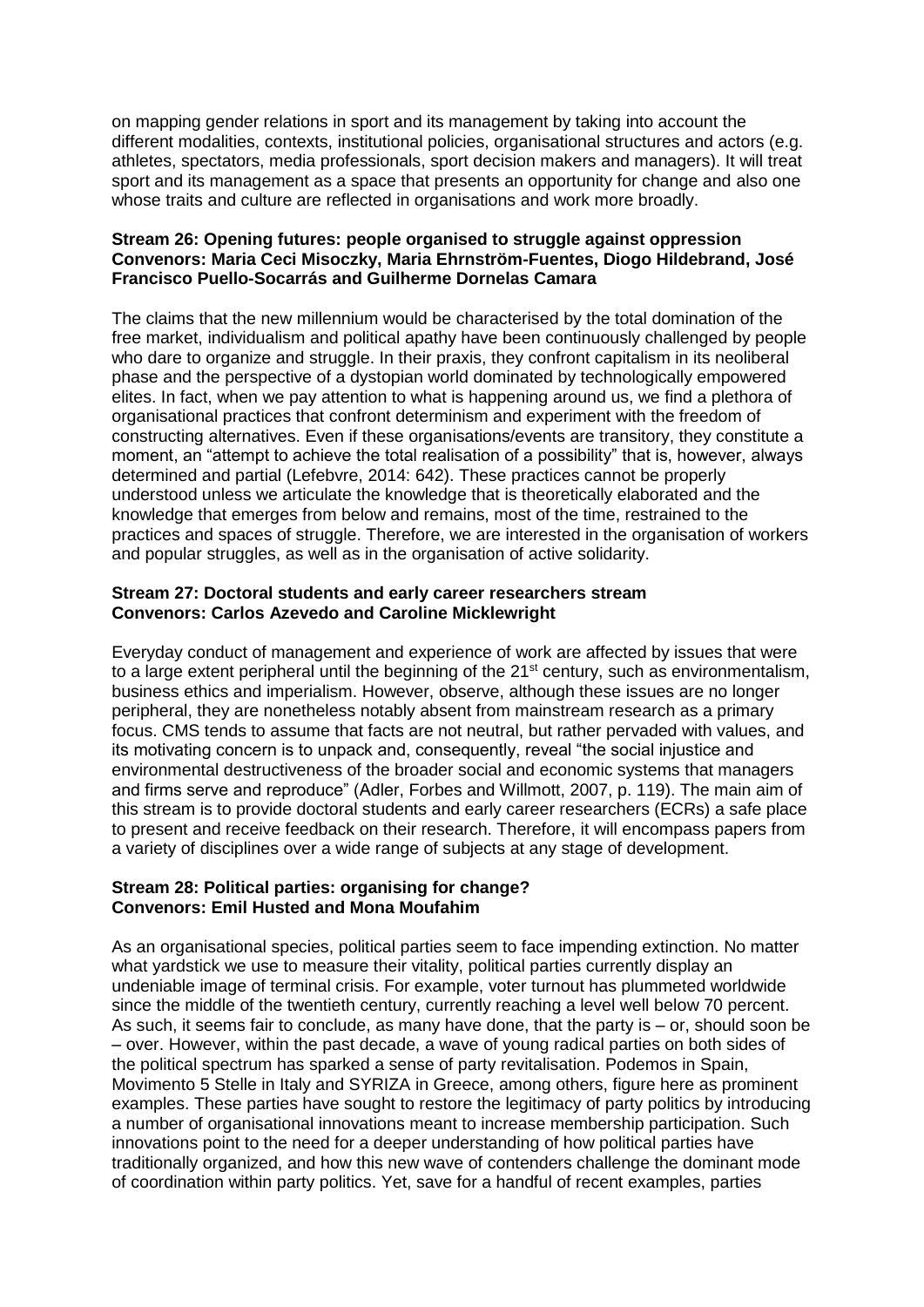on mapping gender relations in sport and its management by taking into account the different modalities, contexts, institutional policies, organisational structures and actors (e.g. athletes, spectators, media professionals, sport decision makers and managers). It will treat sport and its management as a space that presents an opportunity for change and also one whose traits and culture are reflected in organisations and work more broadly.

**Stream 26: Opening futures: people organised to struggle against oppression**
**Convenors: Maria Ceci Misoczky, Maria Ehrnström-Fuentes, Diogo Hildebrand, José Francisco Puello-Socarrás and Guilherme Dornelas Camara**

The claims that the new millennium would be characterised by the total domination of the free market, individualism and political apathy have been continuously challenged by people who dare to organize and struggle. In their praxis, they confront capitalism in its neoliberal phase and the perspective of a dystopian world dominated by technologically empowered elites. In fact, when we pay attention to what is happening around us, we find a plethora of organisational practices that confront determinism and experiment with the freedom of constructing alternatives. Even if these organisations/events are transitory, they constitute a moment, an "attempt to achieve the total realisation of a possibility" that is, however, always determined and partial (Lefebvre, 2014: 642). These practices cannot be properly understood unless we articulate the knowledge that is theoretically elaborated and the knowledge that emerges from below and remains, most of the time, restrained to the practices and spaces of struggle. Therefore, we are interested in the organisation of workers and popular struggles, as well as in the organisation of active solidarity.

**Stream 27: Doctoral students and early career researchers stream**
**Convenors: Carlos Azevedo and Caroline Micklewright**

Everyday conduct of management and experience of work are affected by issues that were to a large extent peripheral until the beginning of the 21st century, such as environmentalism, business ethics and imperialism. However, observe, although these issues are no longer peripheral, they are nonetheless notably absent from mainstream research as a primary focus. CMS tends to assume that facts are not neutral, but rather pervaded with values, and its motivating concern is to unpack and, consequently, reveal "the social injustice and environmental destructiveness of the broader social and economic systems that managers and firms serve and reproduce" (Adler, Forbes and Willmott, 2007, p. 119). The main aim of this stream is to provide doctoral students and early career researchers (ECRs) a safe place to present and receive feedback on their research. Therefore, it will encompass papers from a variety of disciplines over a wide range of subjects at any stage of development.

**Stream 28: Political parties: organising for change?**
**Convenors: Emil Husted and Mona Moufahim**

As an organisational species, political parties seem to face impending extinction. No matter what yardstick we use to measure their vitality, political parties currently display an undeniable image of terminal crisis. For example, voter turnout has plummeted worldwide since the middle of the twentieth century, currently reaching a level well below 70 percent. As such, it seems fair to conclude, as many have done, that the party is – or, should soon be – over. However, within the past decade, a wave of young radical parties on both sides of the political spectrum has sparked a sense of party revitalisation. Podemos in Spain, Movimento 5 Stelle in Italy and SYRIZA in Greece, among others, figure here as prominent examples. These parties have sought to restore the legitimacy of party politics by introducing a number of organisational innovations meant to increase membership participation. Such innovations point to the need for a deeper understanding of how political parties have traditionally organized, and how this new wave of contenders challenge the dominant mode of coordination within party politics. Yet, save for a handful of recent examples, parties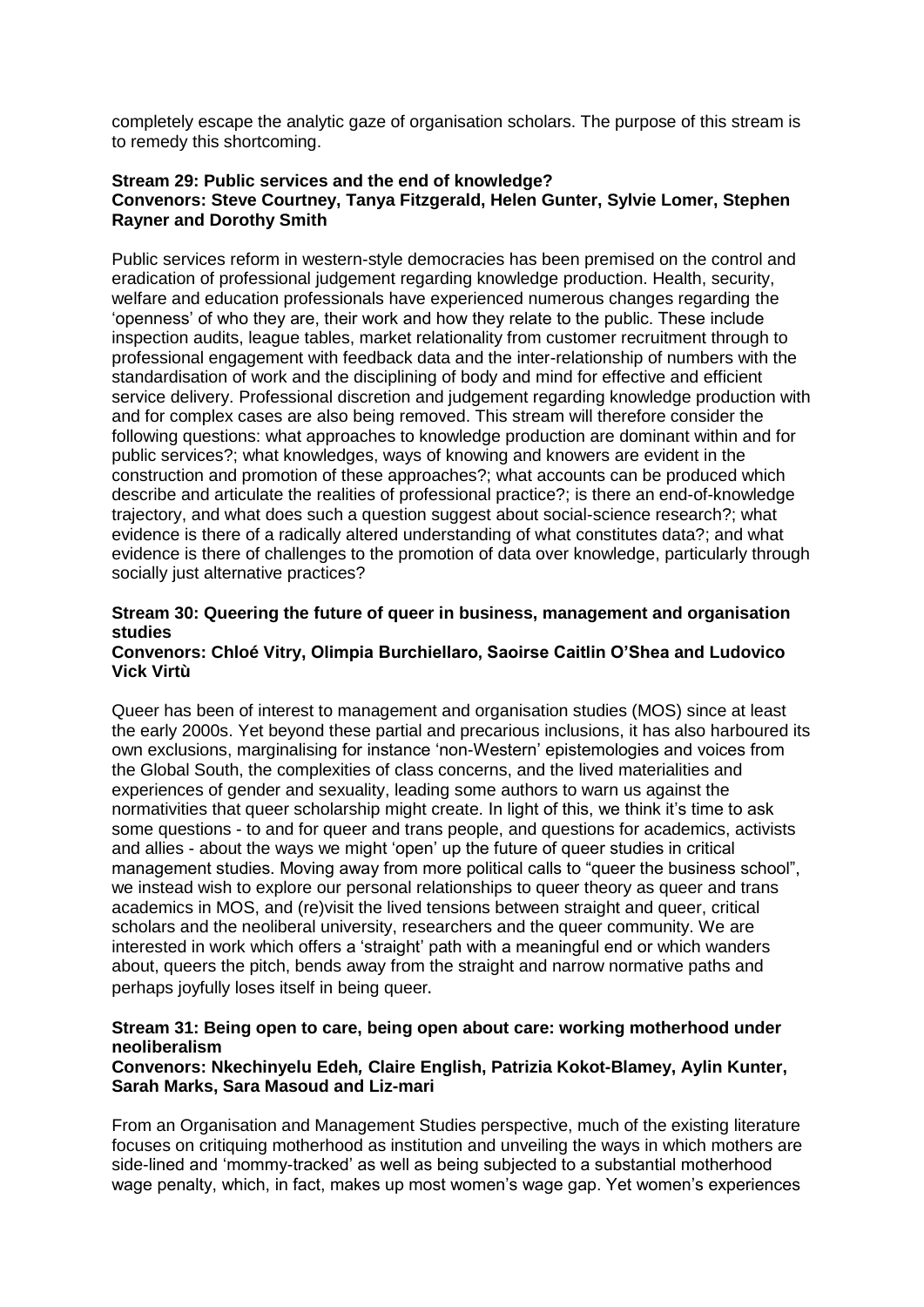completely escape the analytic gaze of organisation scholars. The purpose of this stream is to remedy this shortcoming.

### Stream 29: Public services and the end of knowledge?
**Convenors: Steve Courtney, Tanya Fitzgerald, Helen Gunter, Sylvie Lomer, Stephen Rayner and Dorothy Smith**

Public services reform in western-style democracies has been premised on the control and eradication of professional judgement regarding knowledge production. Health, security, welfare and education professionals have experienced numerous changes regarding the 'openness' of who they are, their work and how they relate to the public. These include inspection audits, league tables, market relationality from customer recruitment through to professional engagement with feedback data and the inter-relationship of numbers with the standardisation of work and the disciplining of body and mind for effective and efficient service delivery. Professional discretion and judgement regarding knowledge production with and for complex cases are also being removed. This stream will therefore consider the following questions: what approaches to knowledge production are dominant within and for public services?; what knowledges, ways of knowing and knowers are evident in the construction and promotion of these approaches?; what accounts can be produced which describe and articulate the realities of professional practice?; is there an end-of-knowledge trajectory, and what does such a question suggest about social-science research?; what evidence is there of a radically altered understanding of what constitutes data?; and what evidence is there of challenges to the promotion of data over knowledge, particularly through socially just alternative practices?

### Stream 30: Queering the future of queer in business, management and organisation studies
**Convenors: Chloé Vitry, Olimpia Burchiellaro, Saoirse Caitlin O'Shea and Ludovico Vick Virtù**

Queer has been of interest to management and organisation studies (MOS) since at least the early 2000s. Yet beyond these partial and precarious inclusions, it has also harboured its own exclusions, marginalising for instance 'non-Western' epistemologies and voices from the Global South, the complexities of class concerns, and the lived materialities and experiences of gender and sexuality, leading some authors to warn us against the normativities that queer scholarship might create. In light of this, we think it's time to ask some questions - to and for queer and trans people, and questions for academics, activists and allies - about the ways we might 'open' up the future of queer studies in critical management studies. Moving away from more political calls to "queer the business school", we instead wish to explore our personal relationships to queer theory as queer and trans academics in MOS, and (re)visit the lived tensions between straight and queer, critical scholars and the neoliberal university, researchers and the queer community. We are interested in work which offers a 'straight' path with a meaningful end or which wanders about, queers the pitch, bends away from the straight and narrow normative paths and perhaps joyfully loses itself in being queer.

### Stream 31: Being open to care, being open about care: working motherhood under neoliberalism
**Convenors: Nkechinyelu Edeh, Claire English, Patrizia Kokot-Blamey, Aylin Kunter, Sarah Marks, Sara Masoud and Liz-mari**

From an Organisation and Management Studies perspective, much of the existing literature focuses on critiquing motherhood as institution and unveiling the ways in which mothers are side-lined and 'mommy-tracked' as well as being subjected to a substantial motherhood wage penalty, which, in fact, makes up most women's wage gap. Yet women's experiences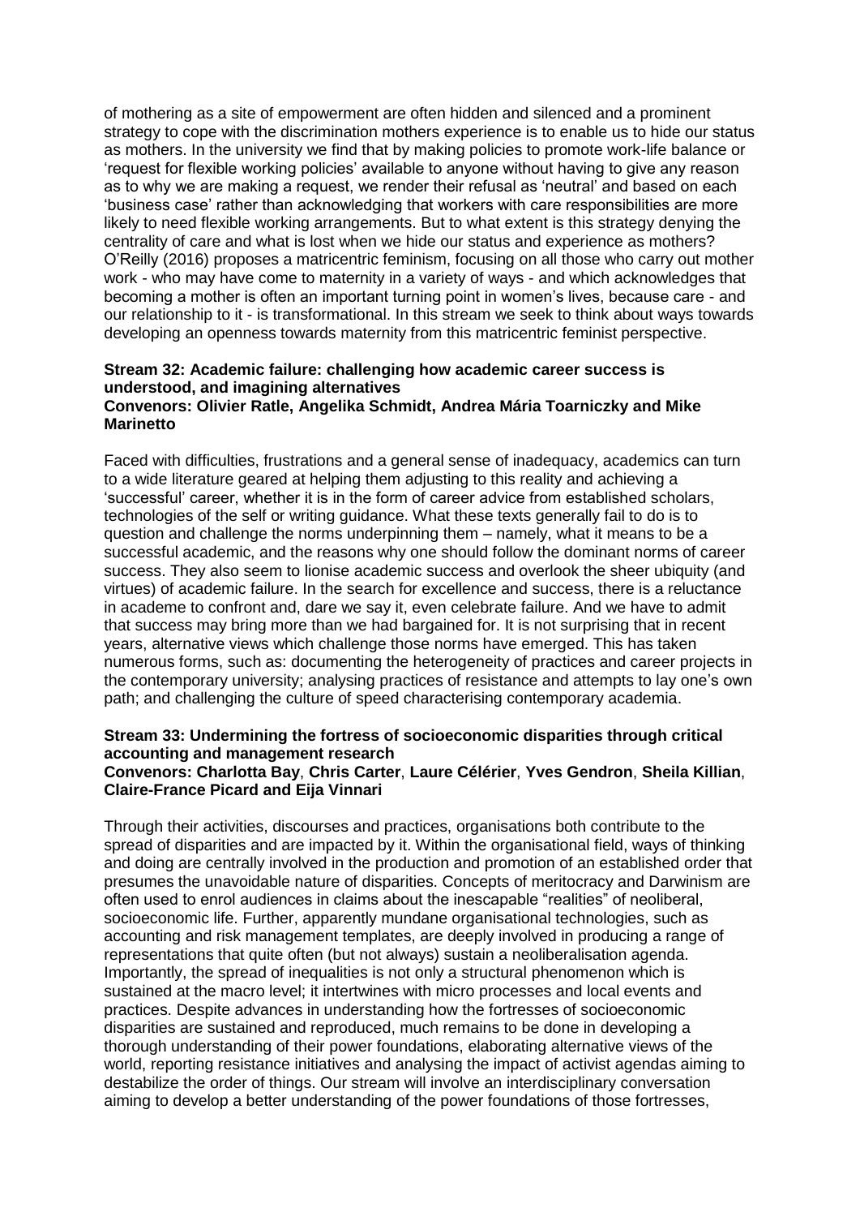of mothering as a site of empowerment are often hidden and silenced and a prominent strategy to cope with the discrimination mothers experience is to enable us to hide our status as mothers. In the university we find that by making policies to promote work-life balance or 'request for flexible working policies' available to anyone without having to give any reason as to why we are making a request, we render their refusal as 'neutral' and based on each 'business case' rather than acknowledging that workers with care responsibilities are more likely to need flexible working arrangements. But to what extent is this strategy denying the centrality of care and what is lost when we hide our status and experience as mothers? O'Reilly (2016) proposes a matricentric feminism, focusing on all those who carry out mother work - who may have come to maternity in a variety of ways - and which acknowledges that becoming a mother is often an important turning point in women's lives, because care - and our relationship to it - is transformational. In this stream we seek to think about ways towards developing an openness towards maternity from this matricentric feminist perspective.

**Stream 32: Academic failure: challenging how academic career success is understood, and imagining alternatives**
**Convenors: Olivier Ratle, Angelika Schmidt, Andrea Mária Toarniczky and Mike Marinetto**

Faced with difficulties, frustrations and a general sense of inadequacy, academics can turn to a wide literature geared at helping them adjusting to this reality and achieving a 'successful' career, whether it is in the form of career advice from established scholars, technologies of the self or writing guidance. What these texts generally fail to do is to question and challenge the norms underpinning them – namely, what it means to be a successful academic, and the reasons why one should follow the dominant norms of career success. They also seem to lionise academic success and overlook the sheer ubiquity (and virtues) of academic failure. In the search for excellence and success, there is a reluctance in academe to confront and, dare we say it, even celebrate failure. And we have to admit that success may bring more than we had bargained for. It is not surprising that in recent years, alternative views which challenge those norms have emerged. This has taken numerous forms, such as: documenting the heterogeneity of practices and career projects in the contemporary university; analysing practices of resistance and attempts to lay one's own path; and challenging the culture of speed characterising contemporary academia.

**Stream 33: Undermining the fortress of socioeconomic disparities through critical accounting and management research**
**Convenors: Charlotta Bay, Chris Carter, Laure Célérier, Yves Gendron, Sheila Killian, Claire-France Picard and Eija Vinnari**

Through their activities, discourses and practices, organisations both contribute to the spread of disparities and are impacted by it. Within the organisational field, ways of thinking and doing are centrally involved in the production and promotion of an established order that presumes the unavoidable nature of disparities. Concepts of meritocracy and Darwinism are often used to enrol audiences in claims about the inescapable "realities" of neoliberal, socioeconomic life. Further, apparently mundane organisational technologies, such as accounting and risk management templates, are deeply involved in producing a range of representations that quite often (but not always) sustain a neoliberalisation agenda. Importantly, the spread of inequalities is not only a structural phenomenon which is sustained at the macro level; it intertwines with micro processes and local events and practices. Despite advances in understanding how the fortresses of socioeconomic disparities are sustained and reproduced, much remains to be done in developing a thorough understanding of their power foundations, elaborating alternative views of the world, reporting resistance initiatives and analysing the impact of activist agendas aiming to destabilize the order of things. Our stream will involve an interdisciplinary conversation aiming to develop a better understanding of the power foundations of those fortresses,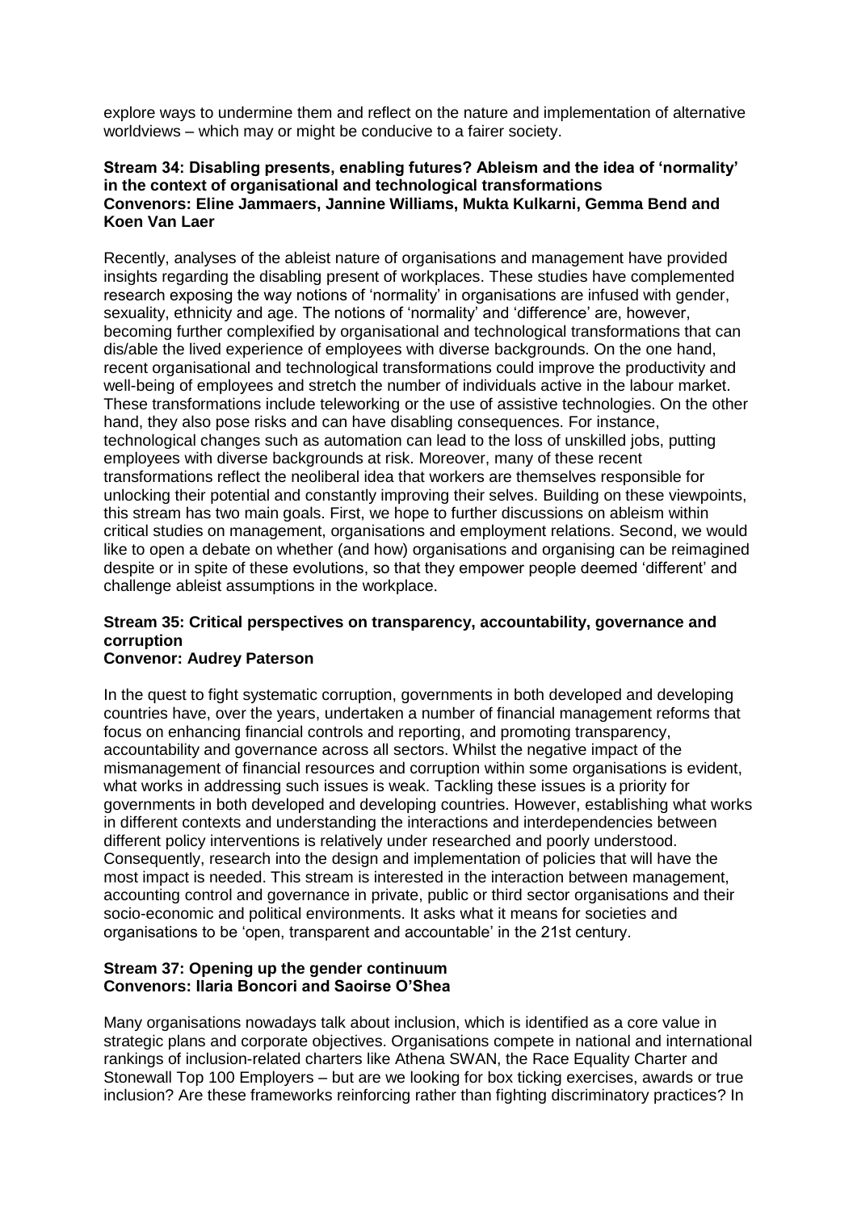explore ways to undermine them and reflect on the nature and implementation of alternative worldviews – which may or might be conducive to a fairer society.

**Stream 34: Disabling presents, enabling futures? Ableism and the idea of 'normality' in the context of organisational and technological transformations**
**Convenors: Eline Jammaers, Jannine Williams, Mukta Kulkarni, Gemma Bend and Koen Van Laer**

Recently, analyses of the ableist nature of organisations and management have provided insights regarding the disabling present of workplaces. These studies have complemented research exposing the way notions of 'normality' in organisations are infused with gender, sexuality, ethnicity and age. The notions of 'normality' and 'difference' are, however, becoming further complexified by organisational and technological transformations that can dis/able the lived experience of employees with diverse backgrounds. On the one hand, recent organisational and technological transformations could improve the productivity and well-being of employees and stretch the number of individuals active in the labour market. These transformations include teleworking or the use of assistive technologies. On the other hand, they also pose risks and can have disabling consequences. For instance, technological changes such as automation can lead to the loss of unskilled jobs, putting employees with diverse backgrounds at risk. Moreover, many of these recent transformations reflect the neoliberal idea that workers are themselves responsible for unlocking their potential and constantly improving their selves. Building on these viewpoints, this stream has two main goals. First, we hope to further discussions on ableism within critical studies on management, organisations and employment relations. Second, we would like to open a debate on whether (and how) organisations and organising can be reimagined despite or in spite of these evolutions, so that they empower people deemed 'different' and challenge ableist assumptions in the workplace.

**Stream 35: Critical perspectives on transparency, accountability, governance and corruption**
**Convenor: Audrey Paterson**

In the quest to fight systematic corruption, governments in both developed and developing countries have, over the years, undertaken a number of financial management reforms that focus on enhancing financial controls and reporting, and promoting transparency, accountability and governance across all sectors. Whilst the negative impact of the mismanagement of financial resources and corruption within some organisations is evident, what works in addressing such issues is weak. Tackling these issues is a priority for governments in both developed and developing countries. However, establishing what works in different contexts and understanding the interactions and interdependencies between different policy interventions is relatively under researched and poorly understood. Consequently, research into the design and implementation of policies that will have the most impact is needed. This stream is interested in the interaction between management, accounting control and governance in private, public or third sector organisations and their socio-economic and political environments. It asks what it means for societies and organisations to be 'open, transparent and accountable' in the 21st century.

**Stream 37: Opening up the gender continuum**
**Convenors: Ilaria Boncori and Saoirse O'Shea**

Many organisations nowadays talk about inclusion, which is identified as a core value in strategic plans and corporate objectives. Organisations compete in national and international rankings of inclusion-related charters like Athena SWAN, the Race Equality Charter and Stonewall Top 100 Employers – but are we looking for box ticking exercises, awards or true inclusion? Are these frameworks reinforcing rather than fighting discriminatory practices? In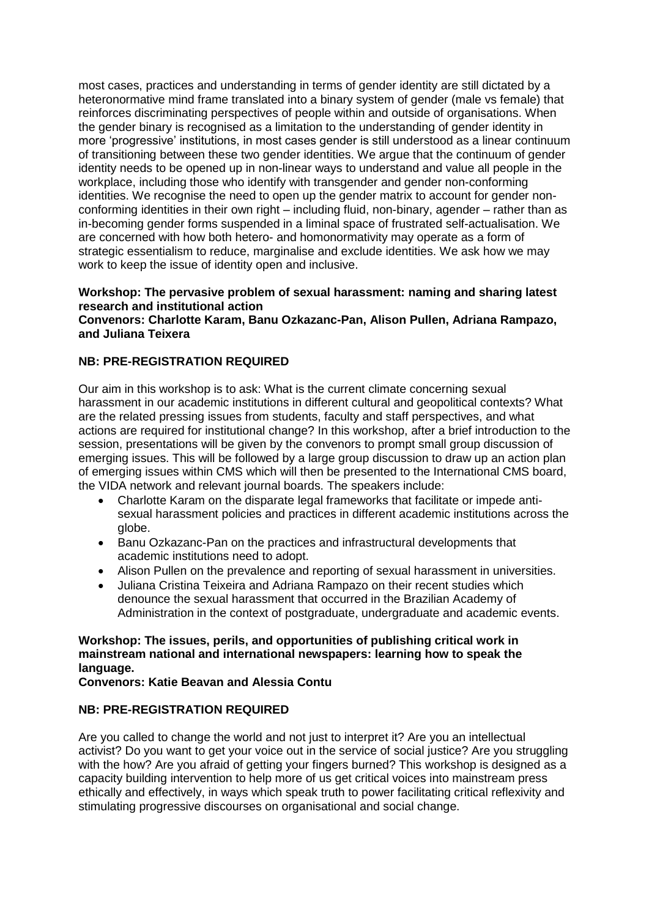most cases, practices and understanding in terms of gender identity are still dictated by a heteronormative mind frame translated into a binary system of gender (male vs female) that reinforces discriminating perspectives of people within and outside of organisations. When the gender binary is recognised as a limitation to the understanding of gender identity in more 'progressive' institutions, in most cases gender is still understood as a linear continuum of transitioning between these two gender identities. We argue that the continuum of gender identity needs to be opened up in non-linear ways to understand and value all people in the workplace, including those who identify with transgender and gender non-conforming identities. We recognise the need to open up the gender matrix to account for gender non-conforming identities in their own right – including fluid, non-binary, agender – rather than as in-becoming gender forms suspended in a liminal space of frustrated self-actualisation. We are concerned with how both hetero- and homonormativity may operate as a form of strategic essentialism to reduce, marginalise and exclude identities. We ask how we may work to keep the issue of identity open and inclusive.

**Workshop: The pervasive problem of sexual harassment: naming and sharing latest research and institutional action**
**Convenors: Charlotte Karam, Banu Ozkazanc-Pan, Alison Pullen, Adriana Rampazo, and Juliana Teixera**

**NB: PRE-REGISTRATION REQUIRED**

Our aim in this workshop is to ask: What is the current climate concerning sexual harassment in our academic institutions in different cultural and geopolitical contexts? What are the related pressing issues from students, faculty and staff perspectives, and what actions are required for institutional change? In this workshop, after a brief introduction to the session, presentations will be given by the convenors to prompt small group discussion of emerging issues. This will be followed by a large group discussion to draw up an action plan of emerging issues within CMS which will then be presented to the International CMS board, the VIDA network and relevant journal boards. The speakers include:

- Charlotte Karam on the disparate legal frameworks that facilitate or impede anti-sexual harassment policies and practices in different academic institutions across the globe.
- Banu Ozkazanc-Pan on the practices and infrastructural developments that academic institutions need to adopt.
- Alison Pullen on the prevalence and reporting of sexual harassment in universities.
- Juliana Cristina Teixeira and Adriana Rampazo on their recent studies which denounce the sexual harassment that occurred in the Brazilian Academy of Administration in the context of postgraduate, undergraduate and academic events.

**Workshop: The issues, perils, and opportunities of publishing critical work in mainstream national and international newspapers: learning how to speak the language.**
**Convenors: Katie Beavan and Alessia Contu**

**NB: PRE-REGISTRATION REQUIRED**

Are you called to change the world and not just to interpret it? Are you an intellectual activist? Do you want to get your voice out in the service of social justice? Are you struggling with the how? Are you afraid of getting your fingers burned? This workshop is designed as a capacity building intervention to help more of us get critical voices into mainstream press ethically and effectively, in ways which speak truth to power facilitating critical reflexivity and stimulating progressive discourses on organisational and social change.